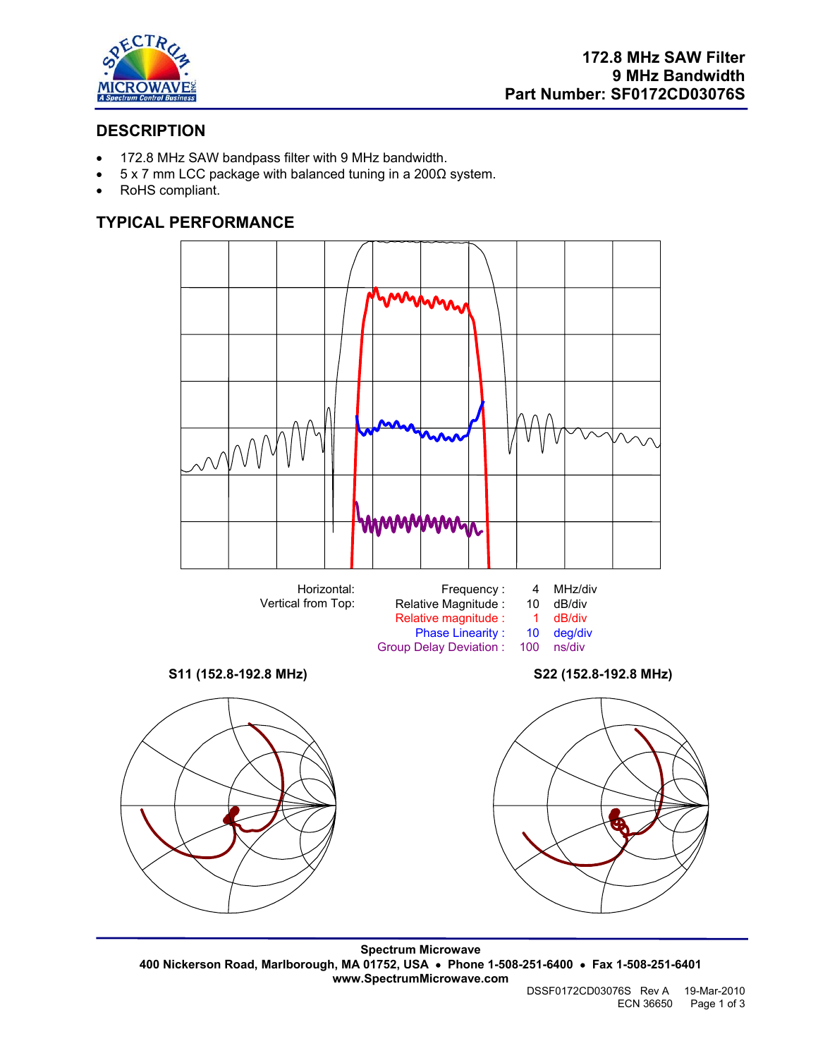# 172.8 MHz SAW Filter
# 9 MHz Bandwidth
# Part Number: SF0172CD03076S

## DESCRIPTION

- 172.8 MHz SAW bandpass filter with 9 MHz bandwidth.
- 5 x 7 mm LCC package with balanced tuning in a 200Ω system.
- RoHS compliant.

## TYPICAL PERFORMANCE

| Horizontal: | Frequency : | 4 | MHz/div |
|---|---|---|---|
| Vertical from Top: | Relative Magnitude : | 10 | dB/div |
| | Relative magnitude : | 1 | dB/div |
| | Phase Linearity : | 10 | deg/div |
| | Group Delay Deviation : | 100 | ns/div |

**S11 (152.8-192.8 MHz)**

**S22 (152.8-192.8 MHz)**

**Spectrum Microwave**
**400 Nickerson Road, Marlborough, MA 01752, USA • Phone 1-508-251-6400 • Fax 1-508-251-6401**
**www.SpectrumMicrowave.com**

DSSF0172CD03076S Rev A 19-Mar-2010
ECN 36650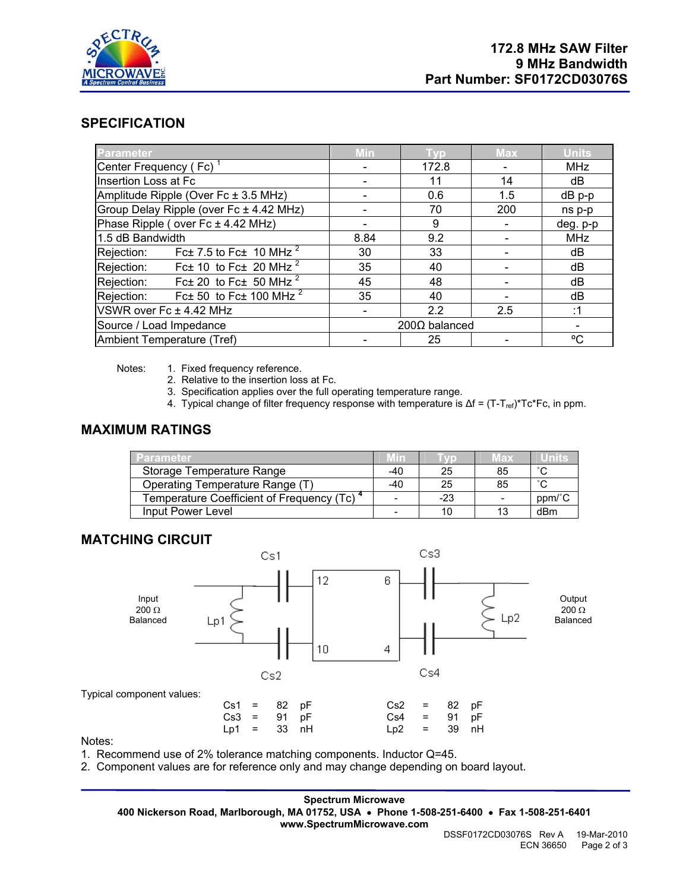# 172.8 MHz SAW Filter
# 9 MHz Bandwidth
# Part Number: SF0172CD03076S

## SPECIFICATION

| Parameter | Min | Typ | Max | Units |
|---|---|---|---|---|
| Center Frequency ( Fc) [1] | - | 172.8 | - | MHz |
| Insertion Loss at Fc | - | 11 | 14 | dB |
| Amplitude Ripple (Over Fc ± 3.5 MHz) | - | 0.6 | 1.5 | dB p-p |
| Group Delay Ripple (over Fc ± 4.42 MHz) | - | 70 | 200 | ns p-p |
| Phase Ripple ( over Fc ± 4.42 MHz) | - | 9 | - | deg. p-p |
| 1.5 dB Bandwidth | 8.84 | 9.2 | - | MHz |
| Rejection: Fc± 7.5 to Fc± 10 MHz [2] | 30 | 33 | - | dB |
| Rejection: Fc± 10 to Fc± 20 MHz [2] | 35 | 40 | - | dB |
| Rejection: Fc± 20 to Fc± 50 MHz [2] | 45 | 48 | - | dB |
| Rejection: Fc± 50 to Fc± 100 MHz [2] | 35 | 40 | - | dB |
| VSWR over Fc ± 4.42 MHz | - | 2.2 | 2.5 | :1 |
| Source / Load Impedance | 200Ω balanced | | | - |
| Ambient Temperature (Tref) | - | 25 | - | ºC |

Notes:
1. Fixed frequency reference.
2. Relative to the insertion loss at Fc.
3. Specification applies over the full operating temperature range.
4. Typical change of filter frequency response with temperature is $\Delta f = (T-T_{ref})*Tc*Fc$, in ppm.

## MAXIMUM RATINGS

| Parameter | Min | Typ | Max | Units |
|---|---|---|---|---|
| Storage Temperature Range | -40 | 25 | 85 | ˚C |
| Operating Temperature Range (T) | -40 | 25 | 85 | ˚C |
| Temperature Coefficient of Frequency (Tc) [4] | - | -23 | - | ppm/˚C |
| Input Power Level | - | 10 | 13 | dBm |

## MATCHING CIRCUIT

Input 200 Ω Balanced — Cs1, Cs2, Lp1 — pins 12, 10 / 6, 4 — Cs3, Cs4, Lp2 — Output 200 Ω Balanced

Typical component values:

| | | | | | | | |
|---|---|---|---|---|---|---|---|
| Cs1 | = | 82 | pF | Cs2 | = | 82 | pF |
| Cs3 | = | 91 | pF | Cs4 | = | 91 | pF |
| Lp1 | = | 33 | nH | Lp2 | = | 39 | nH |

Notes:
1. Recommend use of 2% tolerance matching components. Inductor Q=45.
2. Component values are for reference only and may change depending on board layout.

**Spectrum Microwave**
**400 Nickerson Road, Marlborough, MA 01752, USA • Phone 1-508-251-6400 • Fax 1-508-251-6401**
**www.SpectrumMicrowave.com**

DSSF0172CD03076S Rev A 19-Mar-2010
ECN 36650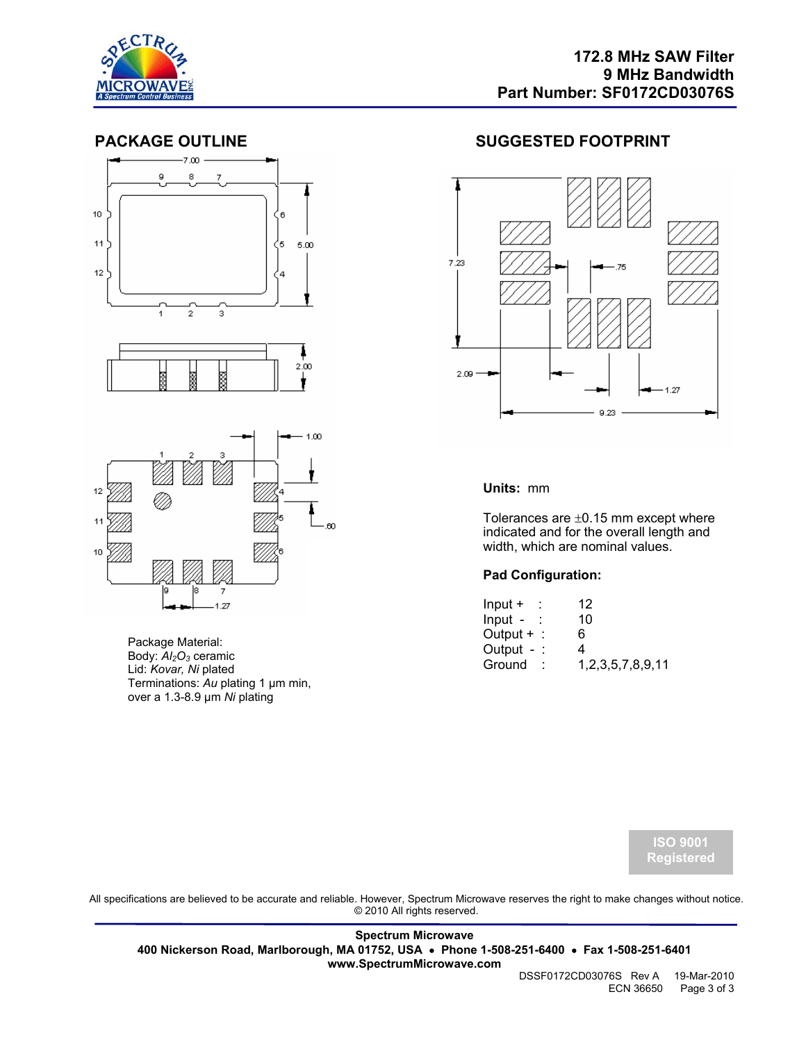**172.8 MHz SAW Filter**
**9 MHz Bandwidth**
**Part Number: SF0172CD03076S**

## PACKAGE OUTLINE

7.00
9 8 7
10 6
11 5 5.00
12 4
1 2 3

2.00

1.00
1 2 3
12 4
11 5 .60
10 6
9 8 7
1.27

Package Material:
Body: $Al_2O_3$ ceramic
Lid: *Kovar, Ni* plated
Terminations: *Au* plating 1 µm min, over a 1.3-8.9 µm *Ni* plating

## SUGGESTED FOOTPRINT

7.23
.75
2.09
1.27
9.23

**Units:** mm

Tolerances are ±0.15 mm except where indicated and for the overall length and width, which are nominal values.

**Pad Configuration:**

| | | |
|---|---|---|
| Input + | : | 12 |
| Input - | : | 10 |
| Output + | : | 6 |
| Output - | : | 4 |
| Ground | : | 1,2,3,5,7,8,9,11 |

ISO 9001 Registered

All specifications are believed to be accurate and reliable. However, Spectrum Microwave reserves the right to make changes without notice.
© 2010 All rights reserved.

**Spectrum Microwave**
**400 Nickerson Road, Marlborough, MA 01752, USA • Phone 1-508-251-6400 • Fax 1-508-251-6401**
**www.SpectrumMicrowave.com**

DSSF0172CD03076S Rev A 19-Mar-2010
ECN 36650